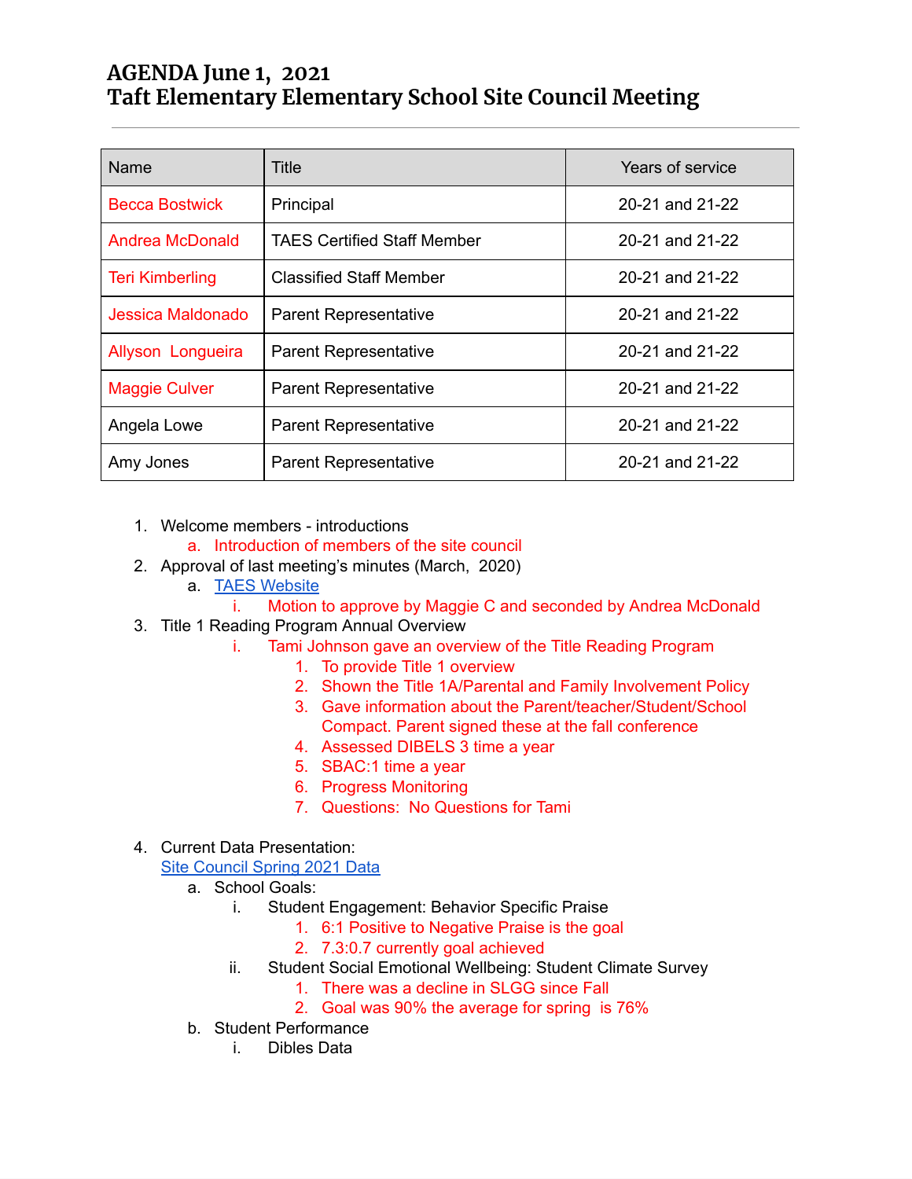# AGENDA June 1, 2021
# Taft Elementary Elementary School Site Council Meeting

| Name | Title | Years of service |
|---|---|---|
| Becca Bostwick | Principal | 20-21 and 21-22 |
| Andrea McDonald | TAES Certified Staff Member | 20-21 and 21-22 |
| Teri Kimberling | Classified Staff Member | 20-21 and 21-22 |
| Jessica Maldonado | Parent Representative | 20-21 and 21-22 |
| Allyson Longueira | Parent Representative | 20-21 and 21-22 |
| Maggie Culver | Parent Representative | 20-21 and 21-22 |
| Angela Lowe | Parent Representative | 20-21 and 21-22 |
| Amy Jones | Parent Representative | 20-21 and 21-22 |

1. Welcome members - introductions
   a. Introduction of members of the site council
2. Approval of last meeting's minutes (March, 2020)
   a. TAES Website
      i. Motion to approve by Maggie C and seconded by Andrea McDonald
3. Title 1 Reading Program Annual Overview
      i. Tami Johnson gave an overview of the Title Reading Program
         1. To provide Title 1 overview
         2. Shown the Title 1A/Parental and Family Involvement Policy
         3. Gave information about the Parent/teacher/Student/School Compact. Parent signed these at the fall conference
         4. Assessed DIBELS 3 time a year
         5. SBAC:1 time a year
         6. Progress Monitoring
         7. Questions: No Questions for Tami
4. Current Data Presentation:
   Site Council Spring 2021 Data
   a. School Goals:
      i. Student Engagement: Behavior Specific Praise
         1. 6:1 Positive to Negative Praise is the goal
         2. 7.3:0.7 currently goal achieved
      ii. Student Social Emotional Wellbeing: Student Climate Survey
         1. There was a decline in SLGG since Fall
         2. Goal was 90% the average for spring is 76%
   b. Student Performance
      i. Dibles Data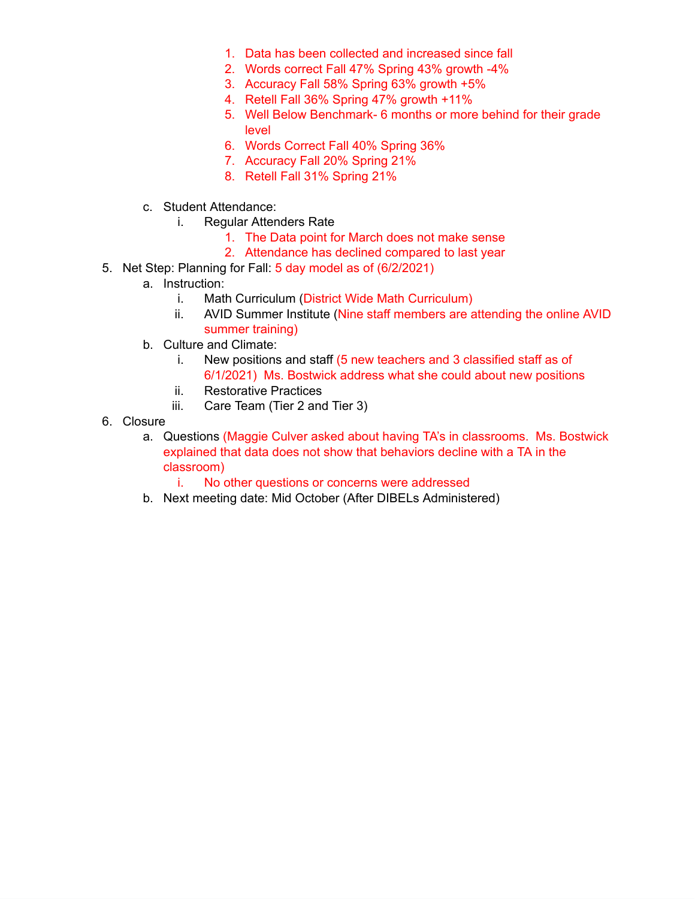1. Data has been collected and increased since fall
            2. Words correct Fall 47% Spring 43% growth -4%
            3. Accuracy Fall 58% Spring 63% growth +5%
            4. Retell Fall 36% Spring 47% growth +11%
            5. Well Below Benchmark- 6 months or more behind for their grade level
            6. Words Correct Fall 40% Spring 36%
            7. Accuracy Fall 20% Spring 21%
            8. Retell Fall 31% Spring 21%

   c. Student Attendance:
      i. Regular Attenders Rate
         1. The Data point for March does not make sense
         2. Attendance has declined compared to last year

5. Net Step: Planning for Fall: 5 day model as of (6/2/2021)
   a. Instruction:
      i. Math Curriculum (District Wide Math Curriculum)
      ii. AVID Summer Institute (Nine staff members are attending the online AVID summer training)
   b. Culture and Climate:
      i. New positions and staff (5 new teachers and 3 classified staff as of 6/1/2021) Ms. Bostwick address what she could about new positions
      ii. Restorative Practices
      iii. Care Team (Tier 2 and Tier 3)
6. Closure
   a. Questions (Maggie Culver asked about having TA's in classrooms. Ms. Bostwick explained that data does not show that behaviors decline with a TA in the classroom)
      i. No other questions or concerns were addressed
   b. Next meeting date: Mid October (After DIBELs Administered)